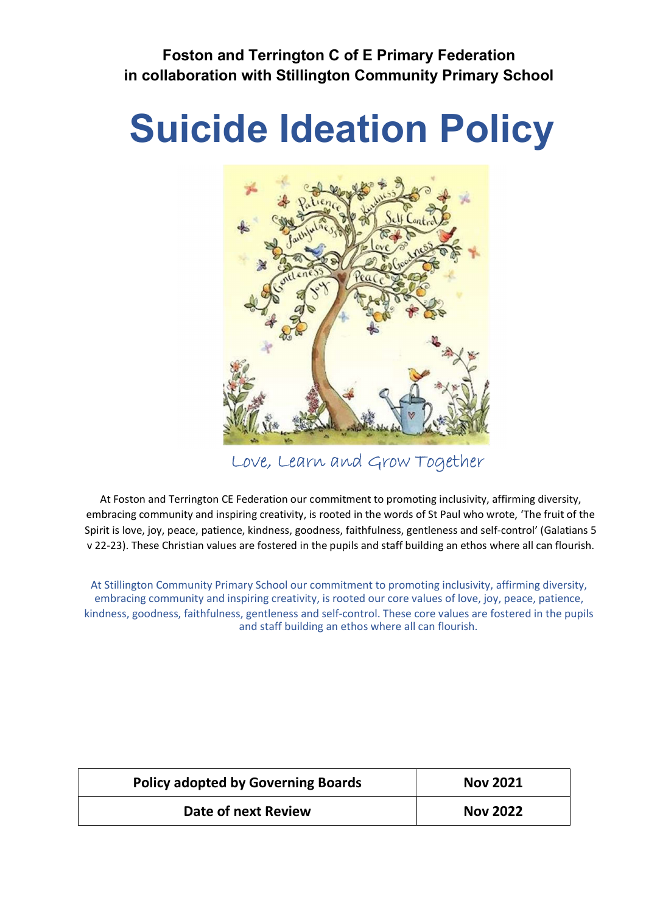**Foston and Terrington C of E Primary Federation in collaboration with Stillington Community Primary School**

# Suicide Ideation Policy

Love, Learn and Grow Together

At Foston and Terrington CE Federation our commitment to promoting inclusivity, affirming diversity, embracing community and inspiring creativity, is rooted in the words of St Paul who wrote, 'The fruit of the Spirit is love, joy, peace, patience, kindness, goodness, faithfulness, gentleness and self-control' (Galatians 5 v 22-23). These Christian values are fostered in the pupils and staff building an ethos where all can flourish.

At Stillington Community Primary School our commitment to promoting inclusivity, affirming diversity, embracing community and inspiring creativity, is rooted our core values of love, joy, peace, patience, kindness, goodness, faithfulness, gentleness and self-control. These core values are fostered in the pupils and staff building an ethos where all can flourish.

| Policy adopted by Governing Boards | Nov 2021 |
| --- | --- |
| Date of next Review | Nov 2022 |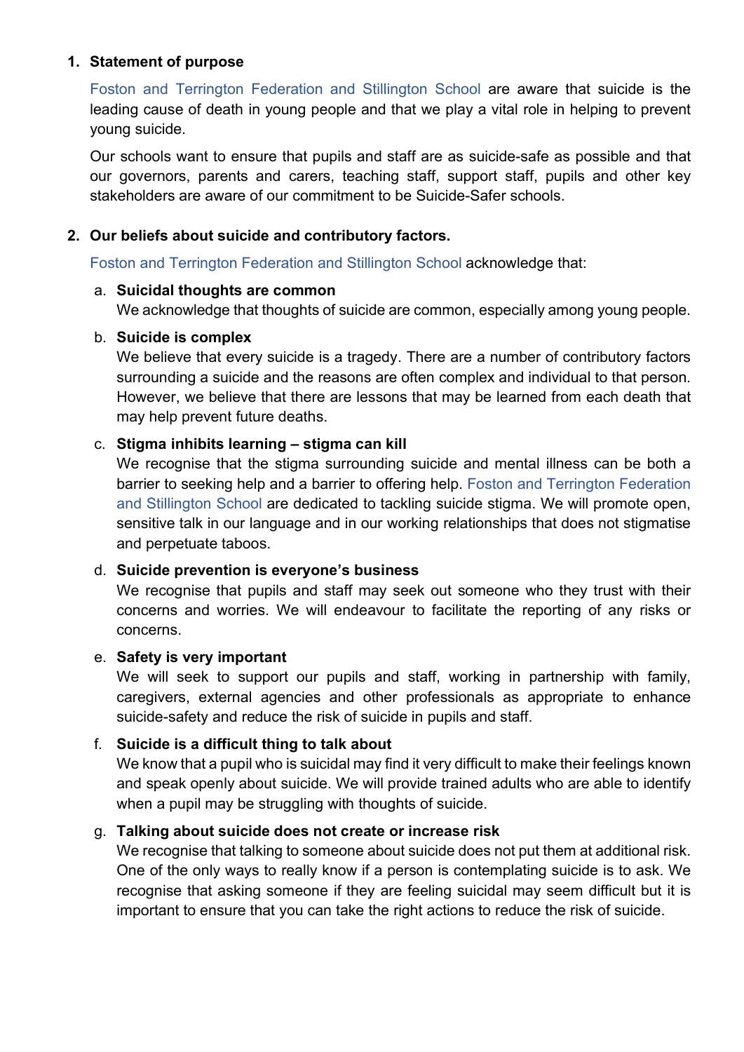1. **Statement of purpose**

   Foston and Terrington Federation and Stillington School are aware that suicide is the leading cause of death in young people and that we play a vital role in helping to prevent young suicide.

   Our schools want to ensure that pupils and staff are as suicide-safe as possible and that our governors, parents and carers, teaching staff, support staff, pupils and other key stakeholders are aware of our commitment to be Suicide-Safer schools.

2. **Our beliefs about suicide and contributory factors.**

   Foston and Terrington Federation and Stillington School acknowledge that:

   a. **Suicidal thoughts are common**
      We acknowledge that thoughts of suicide are common, especially among young people.

   b. **Suicide is complex**
      We believe that every suicide is a tragedy. There are a number of contributory factors surrounding a suicide and the reasons are often complex and individual to that person. However, we believe that there are lessons that may be learned from each death that may help prevent future deaths.

   c. **Stigma inhibits learning – stigma can kill**
      We recognise that the stigma surrounding suicide and mental illness can be both a barrier to seeking help and a barrier to offering help. Foston and Terrington Federation and Stillington School are dedicated to tackling suicide stigma. We will promote open, sensitive talk in our language and in our working relationships that does not stigmatise and perpetuate taboos.

   d. **Suicide prevention is everyone's business**
      We recognise that pupils and staff may seek out someone who they trust with their concerns and worries. We will endeavour to facilitate the reporting of any risks or concerns.

   e. **Safety is very important**
      We will seek to support our pupils and staff, working in partnership with family, caregivers, external agencies and other professionals as appropriate to enhance suicide-safety and reduce the risk of suicide in pupils and staff.

   f. **Suicide is a difficult thing to talk about**
      We know that a pupil who is suicidal may find it very difficult to make their feelings known and speak openly about suicide. We will provide trained adults who are able to identify when a pupil may be struggling with thoughts of suicide.

   g. **Talking about suicide does not create or increase risk**
      We recognise that talking to someone about suicide does not put them at additional risk. One of the only ways to really know if a person is contemplating suicide is to ask. We recognise that asking someone if they are feeling suicidal may seem difficult but it is important to ensure that you can take the right actions to reduce the risk of suicide.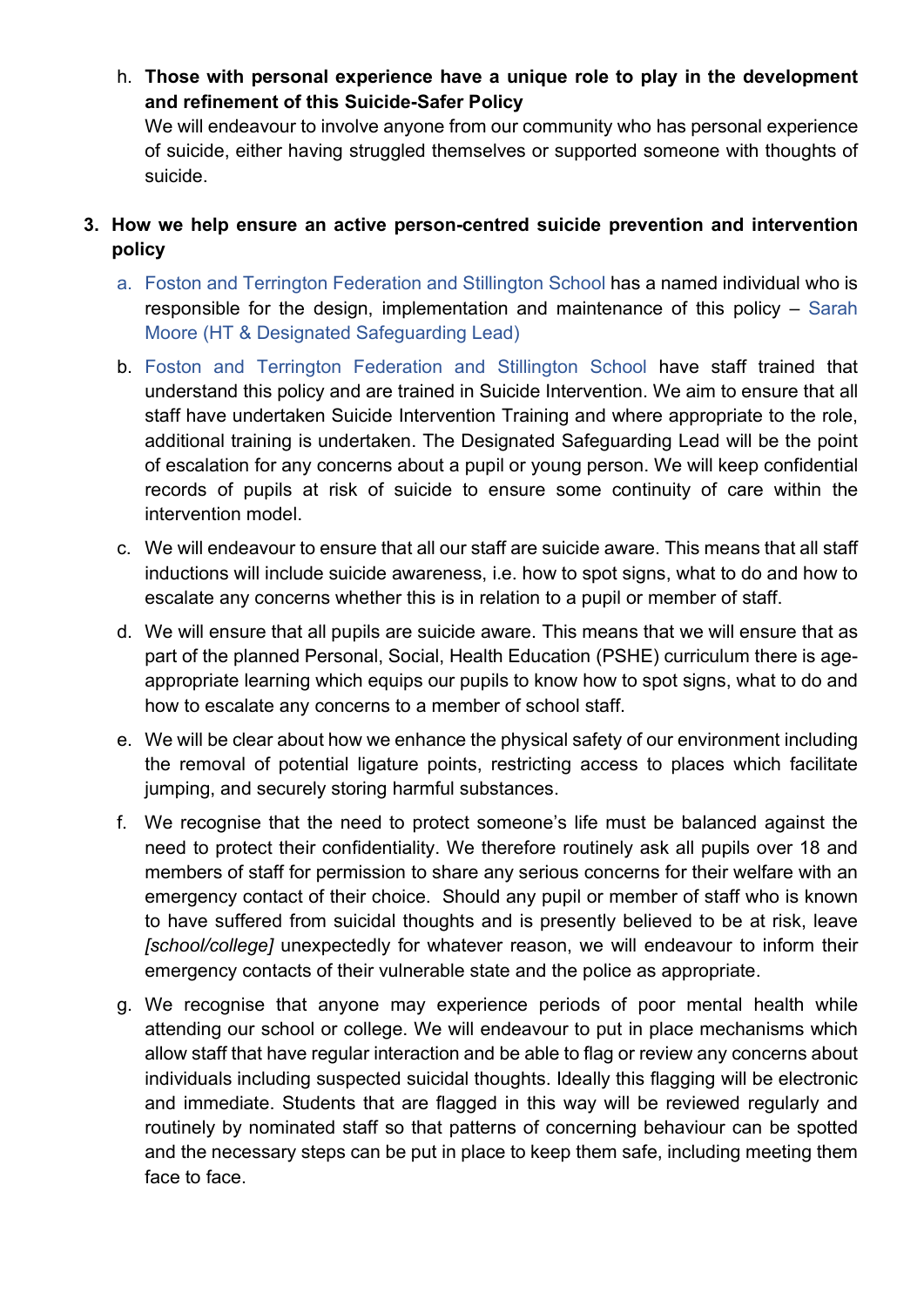h. **Those with personal experience have a unique role to play in the development and refinement of this Suicide-Safer Policy**
   We will endeavour to involve anyone from our community who has personal experience of suicide, either having struggled themselves or supported someone with thoughts of suicide.

3. **How we help ensure an active person-centred suicide prevention and intervention policy**

   a. Foston and Terrington Federation and Stillington School has a named individual who is responsible for the design, implementation and maintenance of this policy – Sarah Moore (HT & Designated Safeguarding Lead)

   b. Foston and Terrington Federation and Stillington School have staff trained that understand this policy and are trained in Suicide Intervention. We aim to ensure that all staff have undertaken Suicide Intervention Training and where appropriate to the role, additional training is undertaken. The Designated Safeguarding Lead will be the point of escalation for any concerns about a pupil or young person. We will keep confidential records of pupils at risk of suicide to ensure some continuity of care within the intervention model.

   c. We will endeavour to ensure that all our staff are suicide aware. This means that all staff inductions will include suicide awareness, i.e. how to spot signs, what to do and how to escalate any concerns whether this is in relation to a pupil or member of staff.

   d. We will ensure that all pupils are suicide aware. This means that we will ensure that as part of the planned Personal, Social, Health Education (PSHE) curriculum there is age-appropriate learning which equips our pupils to know how to spot signs, what to do and how to escalate any concerns to a member of school staff.

   e. We will be clear about how we enhance the physical safety of our environment including the removal of potential ligature points, restricting access to places which facilitate jumping, and securely storing harmful substances.

   f. We recognise that the need to protect someone's life must be balanced against the need to protect their confidentiality. We therefore routinely ask all pupils over 18 and members of staff for permission to share any serious concerns for their welfare with an emergency contact of their choice. Should any pupil or member of staff who is known to have suffered from suicidal thoughts and is presently believed to be at risk, leave *[school/college]* unexpectedly for whatever reason, we will endeavour to inform their emergency contacts of their vulnerable state and the police as appropriate.

   g. We recognise that anyone may experience periods of poor mental health while attending our school or college. We will endeavour to put in place mechanisms which allow staff that have regular interaction and be able to flag or review any concerns about individuals including suspected suicidal thoughts. Ideally this flagging will be electronic and immediate. Students that are flagged in this way will be reviewed regularly and routinely by nominated staff so that patterns of concerning behaviour can be spotted and the necessary steps can be put in place to keep them safe, including meeting them face to face.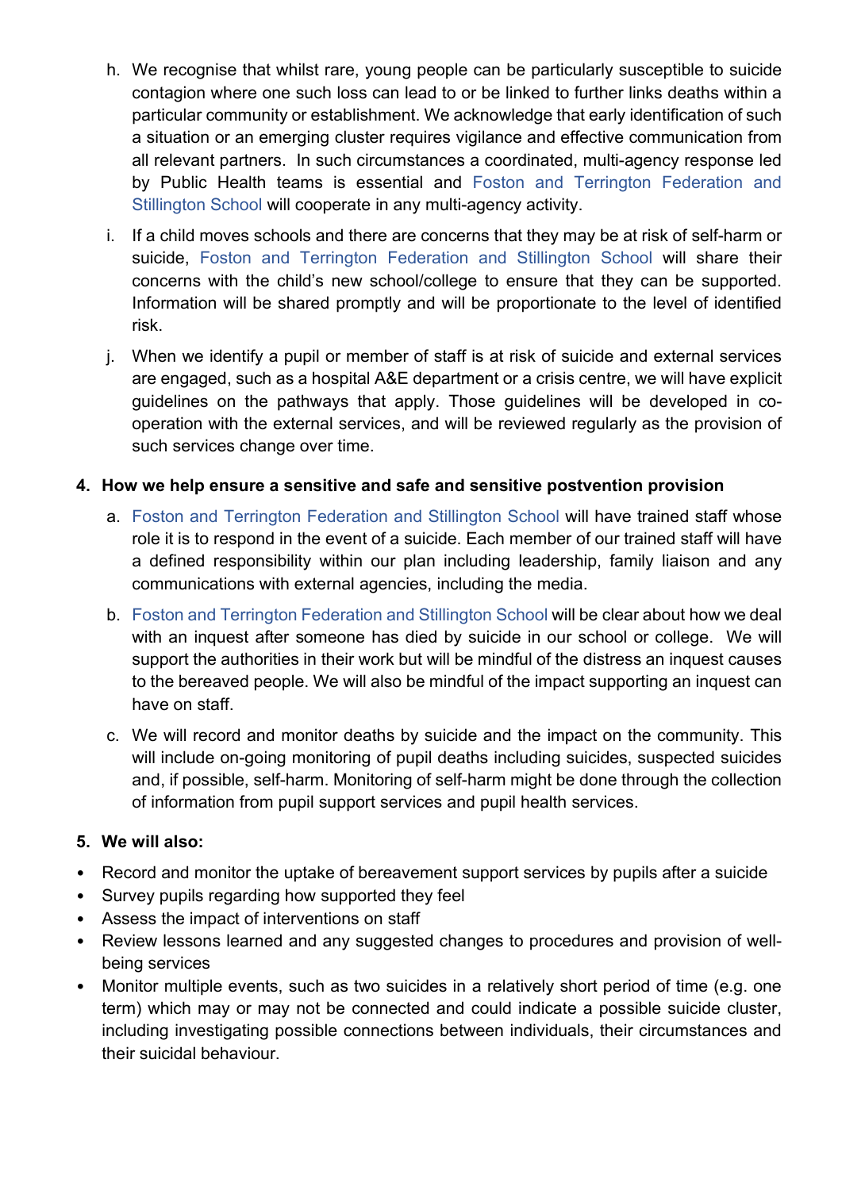h. We recognise that whilst rare, young people can be particularly susceptible to suicide contagion where one such loss can lead to or be linked to further links deaths within a particular community or establishment. We acknowledge that early identification of such a situation or an emerging cluster requires vigilance and effective communication from all relevant partners. In such circumstances a coordinated, multi-agency response led by Public Health teams is essential and Foston and Terrington Federation and Stillington School will cooperate in any multi-agency activity.

i. If a child moves schools and there are concerns that they may be at risk of self-harm or suicide, Foston and Terrington Federation and Stillington School will share their concerns with the child's new school/college to ensure that they can be supported. Information will be shared promptly and will be proportionate to the level of identified risk.

j. When we identify a pupil or member of staff is at risk of suicide and external services are engaged, such as a hospital A&E department or a crisis centre, we will have explicit guidelines on the pathways that apply. Those guidelines will be developed in co-operation with the external services, and will be reviewed regularly as the provision of such services change over time.

**4. How we help ensure a sensitive and safe and sensitive postvention provision**

a. Foston and Terrington Federation and Stillington School will have trained staff whose role it is to respond in the event of a suicide. Each member of our trained staff will have a defined responsibility within our plan including leadership, family liaison and any communications with external agencies, including the media.

b. Foston and Terrington Federation and Stillington School will be clear about how we deal with an inquest after someone has died by suicide in our school or college. We will support the authorities in their work but will be mindful of the distress an inquest causes to the bereaved people. We will also be mindful of the impact supporting an inquest can have on staff.

c. We will record and monitor deaths by suicide and the impact on the community. This will include on-going monitoring of pupil deaths including suicides, suspected suicides and, if possible, self-harm. Monitoring of self-harm might be done through the collection of information from pupil support services and pupil health services.

**5. We will also:**

- Record and monitor the uptake of bereavement support services by pupils after a suicide
- Survey pupils regarding how supported they feel
- Assess the impact of interventions on staff
- Review lessons learned and any suggested changes to procedures and provision of well-being services
- Monitor multiple events, such as two suicides in a relatively short period of time (e.g. one term) which may or may not be connected and could indicate a possible suicide cluster, including investigating possible connections between individuals, their circumstances and their suicidal behaviour.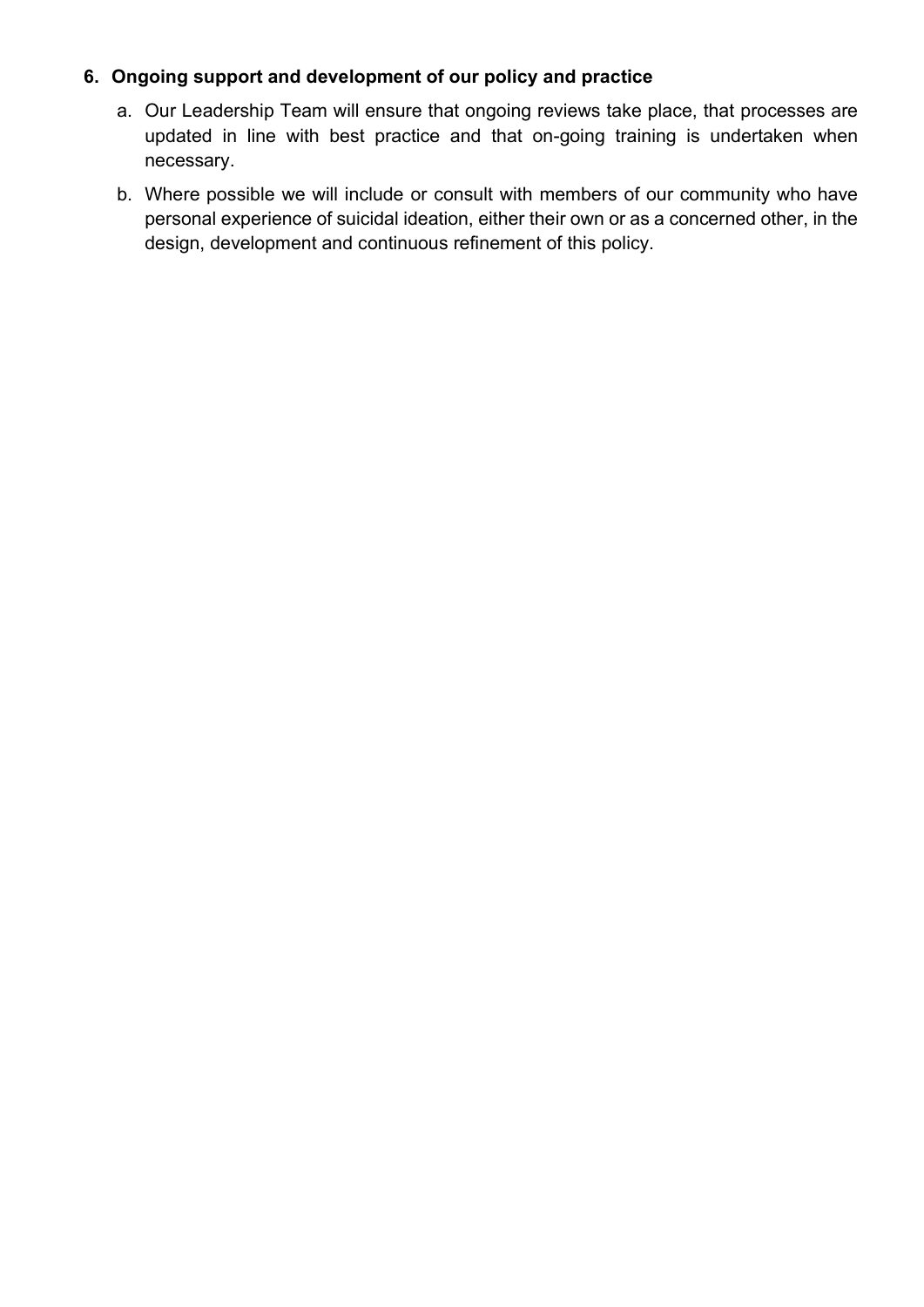## 6. Ongoing support and development of our policy and practice

a. Our Leadership Team will ensure that ongoing reviews take place, that processes are updated in line with best practice and that on-going training is undertaken when necessary.

b. Where possible we will include or consult with members of our community who have personal experience of suicidal ideation, either their own or as a concerned other, in the design, development and continuous refinement of this policy.